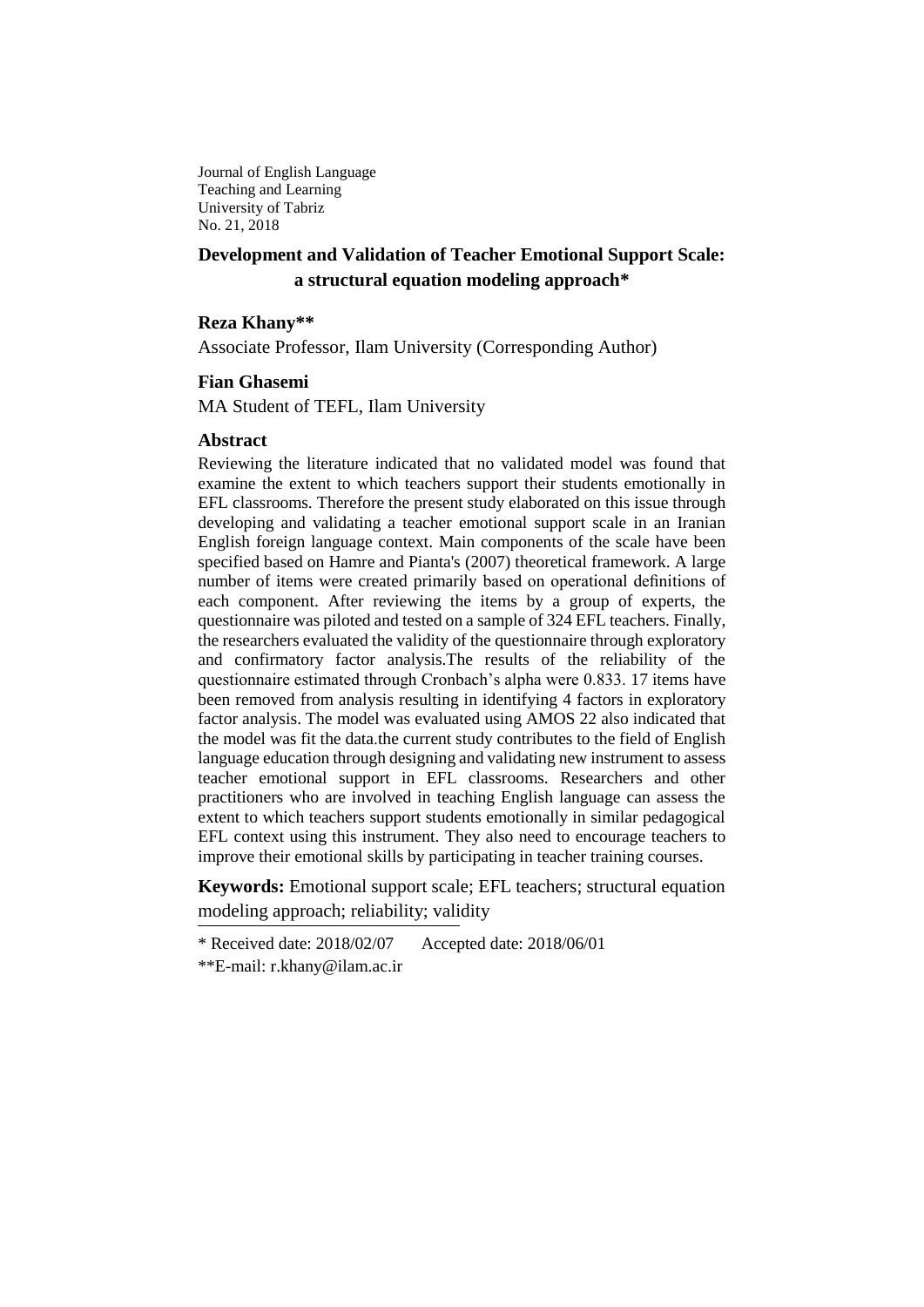Journal of English Language
Teaching and Learning
University of Tabriz
No. 21, 2018

# Development and Validation of Teacher Emotional Support Scale: a structural equation modeling approach*

**Reza Khany****

Associate Professor, Ilam University (Corresponding Author)

**Fian Ghasemi**

MA Student of TEFL, Ilam University

## Abstract

Reviewing the literature indicated that no validated model was found that examine the extent to which teachers support their students emotionally in EFL classrooms. Therefore the present study elaborated on this issue through developing and validating a teacher emotional support scale in an Iranian English foreign language context. Main components of the scale have been specified based on Hamre and Pianta's (2007) theoretical framework. A large number of items were created primarily based on operational definitions of each component. After reviewing the items by a group of experts, the questionnaire was piloted and tested on a sample of 324 EFL teachers. Finally, the researchers evaluated the validity of the questionnaire through exploratory and confirmatory factor analysis.The results of the reliability of the questionnaire estimated through Cronbach's alpha were 0.833. 17 items have been removed from analysis resulting in identifying 4 factors in exploratory factor analysis. The model was evaluated using AMOS 22 also indicated that the model was fit the data.the current study contributes to the field of English language education through designing and validating new instrument to assess teacher emotional support in EFL classrooms. Researchers and other practitioners who are involved in teaching English language can assess the extent to which teachers support students emotionally in similar pedagogical EFL context using this instrument. They also need to encourage teachers to improve their emotional skills by participating in teacher training courses.

**Keywords:** Emotional support scale; EFL teachers; structural equation modeling approach; reliability; validity

---

* Received date: 2018/02/07 Accepted date: 2018/06/01

**E-mail: r.khany@ilam.ac.ir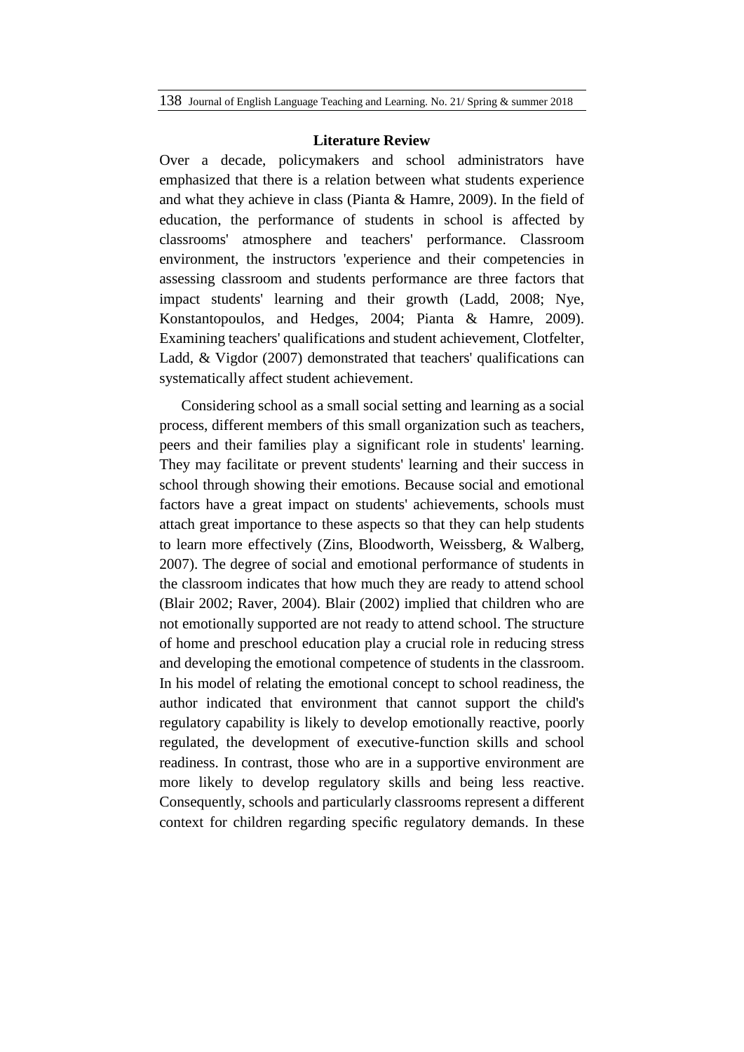## Literature Review

Over a decade, policymakers and school administrators have emphasized that there is a relation between what students experience and what they achieve in class (Pianta & Hamre, 2009). In the field of education, the performance of students in school is affected by classrooms' atmosphere and teachers' performance. Classroom environment, the instructors 'experience and their competencies in assessing classroom and students performance are three factors that impact students' learning and their growth (Ladd, 2008; Nye, Konstantopoulos, and Hedges, 2004; Pianta & Hamre, 2009). Examining teachers' qualifications and student achievement, Clotfelter, Ladd, & Vigdor (2007) demonstrated that teachers' qualifications can systematically affect student achievement.

Considering school as a small social setting and learning as a social process, different members of this small organization such as teachers, peers and their families play a significant role in students' learning. They may facilitate or prevent students' learning and their success in school through showing their emotions. Because social and emotional factors have a great impact on students' achievements, schools must attach great importance to these aspects so that they can help students to learn more effectively (Zins, Bloodworth, Weissberg, & Walberg, 2007). The degree of social and emotional performance of students in the classroom indicates that how much they are ready to attend school (Blair 2002; Raver, 2004). Blair (2002) implied that children who are not emotionally supported are not ready to attend school. The structure of home and preschool education play a crucial role in reducing stress and developing the emotional competence of students in the classroom. In his model of relating the emotional concept to school readiness, the author indicated that environment that cannot support the child's regulatory capability is likely to develop emotionally reactive, poorly regulated, the development of executive-function skills and school readiness. In contrast, those who are in a supportive environment are more likely to develop regulatory skills and being less reactive. Consequently, schools and particularly classrooms represent a different context for children regarding specific regulatory demands. In these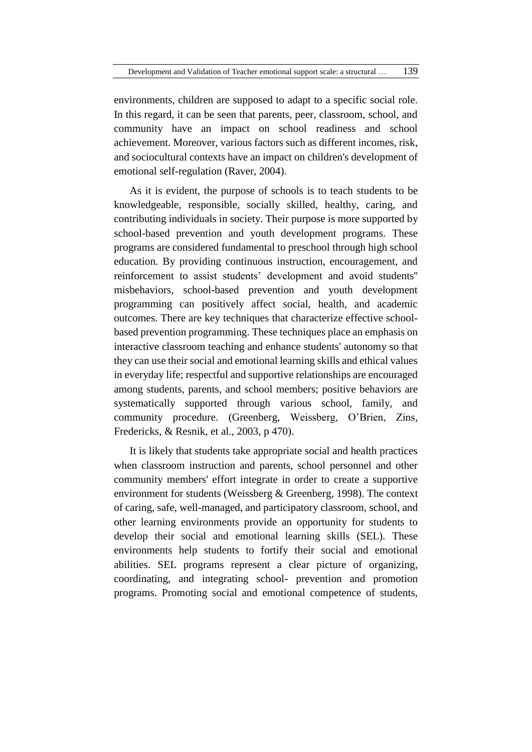environments, children are supposed to adapt to a specific social role. In this regard, it can be seen that parents, peer, classroom, school, and community have an impact on school readiness and school achievement. Moreover, various factors such as different incomes, risk, and sociocultural contexts have an impact on children's development of emotional self-regulation (Raver, 2004).

As it is evident, the purpose of schools is to teach students to be knowledgeable, responsible, socially skilled, healthy, caring, and contributing individuals in society. Their purpose is more supported by school-based prevention and youth development programs. These programs are considered fundamental to preschool through high school education. By providing continuous instruction, encouragement, and reinforcement to assist students' development and avoid students'' misbehaviors, school-based prevention and youth development programming can positively affect social, health, and academic outcomes. There are key techniques that characterize effective school-based prevention programming. These techniques place an emphasis on interactive classroom teaching and enhance students' autonomy so that they can use their social and emotional learning skills and ethical values in everyday life; respectful and supportive relationships are encouraged among students, parents, and school members; positive behaviors are systematically supported through various school, family, and community procedure. (Greenberg, Weissberg, O'Brien, Zins, Fredericks, & Resnik, et al., 2003, p 470).

It is likely that students take appropriate social and health practices when classroom instruction and parents, school personnel and other community members' effort integrate in order to create a supportive environment for students (Weissberg & Greenberg, 1998). The context of caring, safe, well-managed, and participatory classroom, school, and other learning environments provide an opportunity for students to develop their social and emotional learning skills (SEL). These environments help students to fortify their social and emotional abilities. SEL programs represent a clear picture of organizing, coordinating, and integrating school- prevention and promotion programs. Promoting social and emotional competence of students,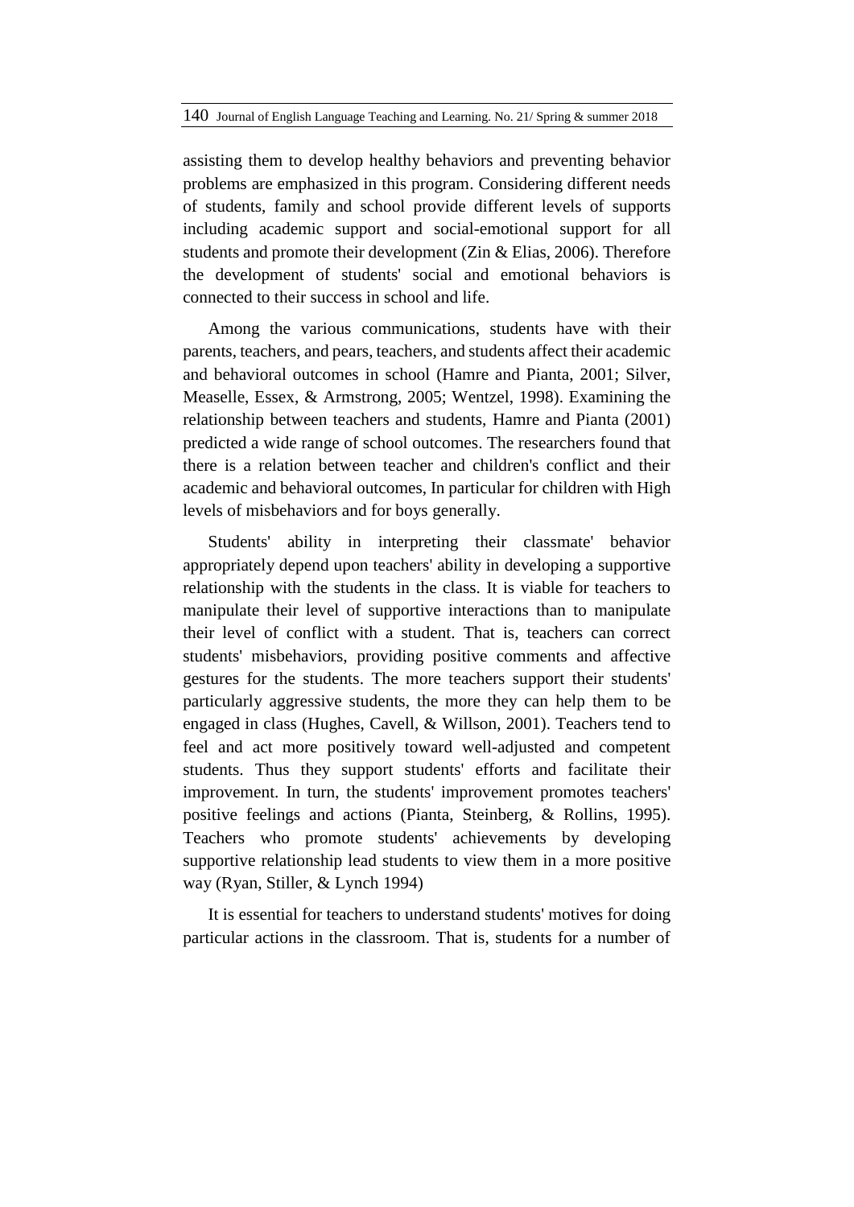assisting them to develop healthy behaviors and preventing behavior problems are emphasized in this program. Considering different needs of students, family and school provide different levels of supports including academic support and social-emotional support for all students and promote their development (Zin & Elias, 2006). Therefore the development of students' social and emotional behaviors is connected to their success in school and life.

Among the various communications, students have with their parents, teachers, and pears, teachers, and students affect their academic and behavioral outcomes in school (Hamre and Pianta, 2001; Silver, Measelle, Essex, & Armstrong, 2005; Wentzel, 1998). Examining the relationship between teachers and students, Hamre and Pianta (2001) predicted a wide range of school outcomes. The researchers found that there is a relation between teacher and children's conflict and their academic and behavioral outcomes, In particular for children with High levels of misbehaviors and for boys generally.

Students' ability in interpreting their classmate' behavior appropriately depend upon teachers' ability in developing a supportive relationship with the students in the class. It is viable for teachers to manipulate their level of supportive interactions than to manipulate their level of conflict with a student. That is, teachers can correct students' misbehaviors, providing positive comments and affective gestures for the students. The more teachers support their students' particularly aggressive students, the more they can help them to be engaged in class (Hughes, Cavell, & Willson, 2001). Teachers tend to feel and act more positively toward well-adjusted and competent students. Thus they support students' efforts and facilitate their improvement. In turn, the students' improvement promotes teachers' positive feelings and actions (Pianta, Steinberg, & Rollins, 1995). Teachers who promote students' achievements by developing supportive relationship lead students to view them in a more positive way (Ryan, Stiller, & Lynch 1994)

It is essential for teachers to understand students' motives for doing particular actions in the classroom. That is, students for a number of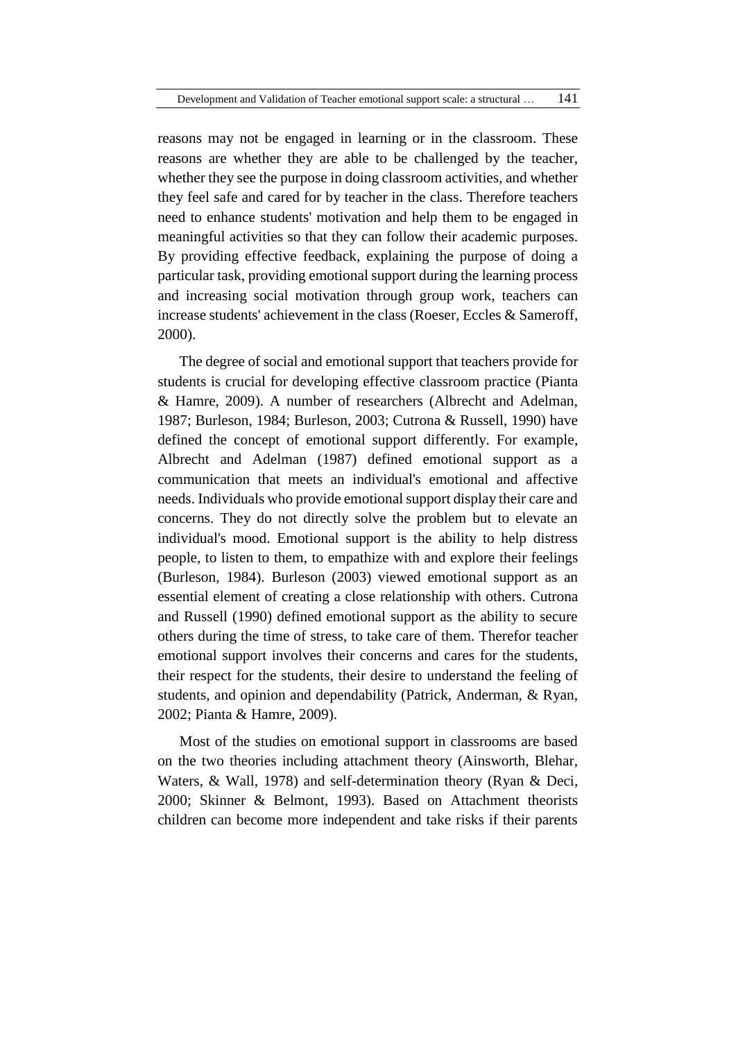reasons may not be engaged in learning or in the classroom. These reasons are whether they are able to be challenged by the teacher, whether they see the purpose in doing classroom activities, and whether they feel safe and cared for by teacher in the class. Therefore teachers need to enhance students' motivation and help them to be engaged in meaningful activities so that they can follow their academic purposes. By providing effective feedback, explaining the purpose of doing a particular task, providing emotional support during the learning process and increasing social motivation through group work, teachers can increase students' achievement in the class (Roeser, Eccles & Sameroff, 2000).

The degree of social and emotional support that teachers provide for students is crucial for developing effective classroom practice (Pianta & Hamre, 2009). A number of researchers (Albrecht and Adelman, 1987; Burleson, 1984; Burleson, 2003; Cutrona & Russell, 1990) have defined the concept of emotional support differently. For example, Albrecht and Adelman (1987) defined emotional support as a communication that meets an individual's emotional and affective needs. Individuals who provide emotional support display their care and concerns. They do not directly solve the problem but to elevate an individual's mood. Emotional support is the ability to help distress people, to listen to them, to empathize with and explore their feelings (Burleson, 1984). Burleson (2003) viewed emotional support as an essential element of creating a close relationship with others. Cutrona and Russell (1990) defined emotional support as the ability to secure others during the time of stress, to take care of them. Therefor teacher emotional support involves their concerns and cares for the students, their respect for the students, their desire to understand the feeling of students, and opinion and dependability (Patrick, Anderman, & Ryan, 2002; Pianta & Hamre, 2009).

Most of the studies on emotional support in classrooms are based on the two theories including attachment theory (Ainsworth, Blehar, Waters, & Wall, 1978) and self-determination theory (Ryan & Deci, 2000; Skinner & Belmont, 1993). Based on Attachment theorists children can become more independent and take risks if their parents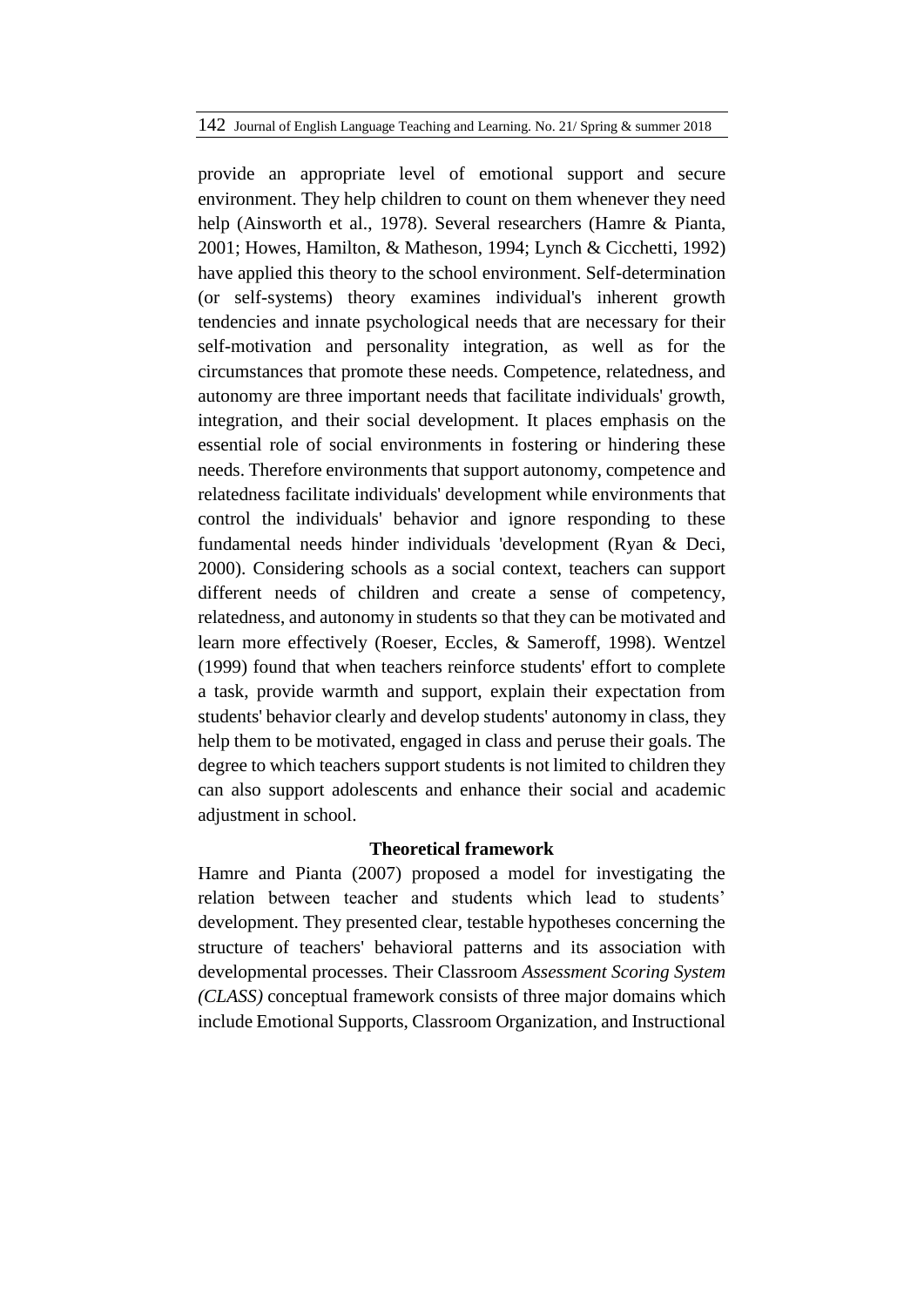provide an appropriate level of emotional support and secure environment. They help children to count on them whenever they need help (Ainsworth et al., 1978). Several researchers (Hamre & Pianta, 2001; Howes, Hamilton, & Matheson, 1994; Lynch & Cicchetti, 1992) have applied this theory to the school environment. Self-determination (or self-systems) theory examines individual's inherent growth tendencies and innate psychological needs that are necessary for their self-motivation and personality integration, as well as for the circumstances that promote these needs. Competence, relatedness, and autonomy are three important needs that facilitate individuals' growth, integration, and their social development. It places emphasis on the essential role of social environments in fostering or hindering these needs. Therefore environments that support autonomy, competence and relatedness facilitate individuals' development while environments that control the individuals' behavior and ignore responding to these fundamental needs hinder individuals 'development (Ryan & Deci, 2000). Considering schools as a social context, teachers can support different needs of children and create a sense of competency, relatedness, and autonomy in students so that they can be motivated and learn more effectively (Roeser, Eccles, & Sameroff, 1998). Wentzel (1999) found that when teachers reinforce students' effort to complete a task, provide warmth and support, explain their expectation from students' behavior clearly and develop students' autonomy in class, they help them to be motivated, engaged in class and peruse their goals. The degree to which teachers support students is not limited to children they can also support adolescents and enhance their social and academic adjustment in school.

## Theoretical framework

Hamre and Pianta (2007) proposed a model for investigating the relation between teacher and students which lead to students' development. They presented clear, testable hypotheses concerning the structure of teachers' behavioral patterns and its association with developmental processes. Their Classroom *Assessment Scoring System (CLASS)* conceptual framework consists of three major domains which include Emotional Supports, Classroom Organization, and Instructional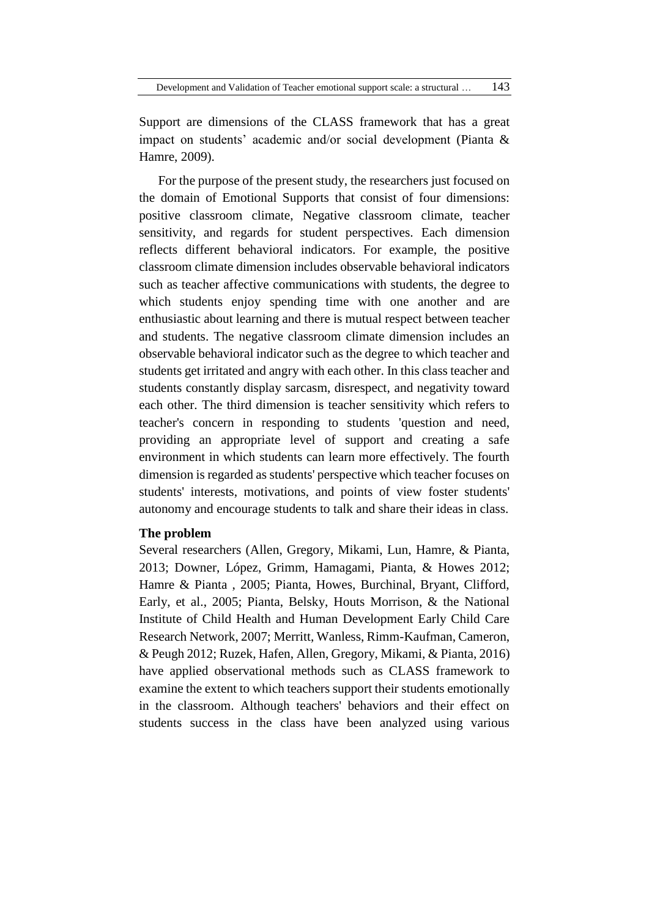Support are dimensions of the CLASS framework that has a great impact on students' academic and/or social development (Pianta & Hamre, 2009).

For the purpose of the present study, the researchers just focused on the domain of Emotional Supports that consist of four dimensions: positive classroom climate, Negative classroom climate, teacher sensitivity, and regards for student perspectives. Each dimension reflects different behavioral indicators. For example, the positive classroom climate dimension includes observable behavioral indicators such as teacher affective communications with students, the degree to which students enjoy spending time with one another and are enthusiastic about learning and there is mutual respect between teacher and students. The negative classroom climate dimension includes an observable behavioral indicator such as the degree to which teacher and students get irritated and angry with each other. In this class teacher and students constantly display sarcasm, disrespect, and negativity toward each other. The third dimension is teacher sensitivity which refers to teacher's concern in responding to students 'question and need, providing an appropriate level of support and creating a safe environment in which students can learn more effectively. The fourth dimension is regarded as students' perspective which teacher focuses on students' interests, motivations, and points of view foster students' autonomy and encourage students to talk and share their ideas in class.

**The problem**

Several researchers (Allen, Gregory, Mikami, Lun, Hamre, & Pianta, 2013; Downer, López, Grimm, Hamagami, Pianta, & Howes 2012; Hamre & Pianta , 2005; Pianta, Howes, Burchinal, Bryant, Clifford, Early, et al., 2005; Pianta, Belsky, Houts Morrison, & the National Institute of Child Health and Human Development Early Child Care Research Network, 2007; Merritt, Wanless, Rimm-Kaufman, Cameron, & Peugh 2012; Ruzek, Hafen, Allen, Gregory, Mikami, & Pianta, 2016) have applied observational methods such as CLASS framework to examine the extent to which teachers support their students emotionally in the classroom. Although teachers' behaviors and their effect on students success in the class have been analyzed using various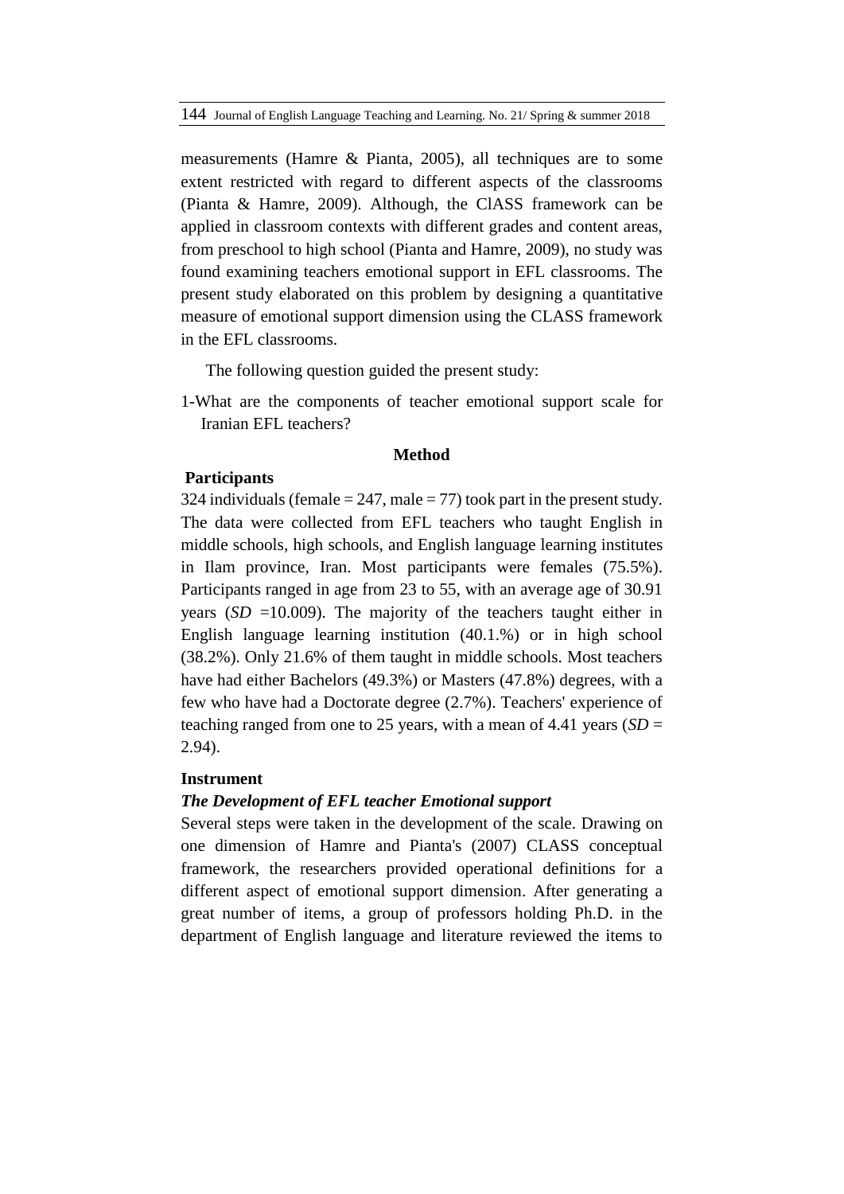measurements (Hamre & Pianta, 2005), all techniques are to some extent restricted with regard to different aspects of the classrooms (Pianta & Hamre, 2009). Although, the ClASS framework can be applied in classroom contexts with different grades and content areas, from preschool to high school (Pianta and Hamre, 2009), no study was found examining teachers emotional support in EFL classrooms. The present study elaborated on this problem by designing a quantitative measure of emotional support dimension using the CLASS framework in the EFL classrooms.

The following question guided the present study:

1-What are the components of teacher emotional support scale for Iranian EFL teachers?

## Method

### Participants

324 individuals (female = 247, male = 77) took part in the present study. The data were collected from EFL teachers who taught English in middle schools, high schools, and English language learning institutes in Ilam province, Iran. Most participants were females (75.5%). Participants ranged in age from 23 to 55, with an average age of 30.91 years (*SD* =10.009). The majority of the teachers taught either in English language learning institution (40.1.%) or in high school (38.2%). Only 21.6% of them taught in middle schools. Most teachers have had either Bachelors (49.3%) or Masters (47.8%) degrees, with a few who have had a Doctorate degree (2.7%). Teachers' experience of teaching ranged from one to 25 years, with a mean of 4.41 years (*SD* = 2.94).

### Instrument

#### *The Development of EFL teacher Emotional support*

Several steps were taken in the development of the scale. Drawing on one dimension of Hamre and Pianta's (2007) CLASS conceptual framework, the researchers provided operational definitions for a different aspect of emotional support dimension. After generating a great number of items, a group of professors holding Ph.D. in the department of English language and literature reviewed the items to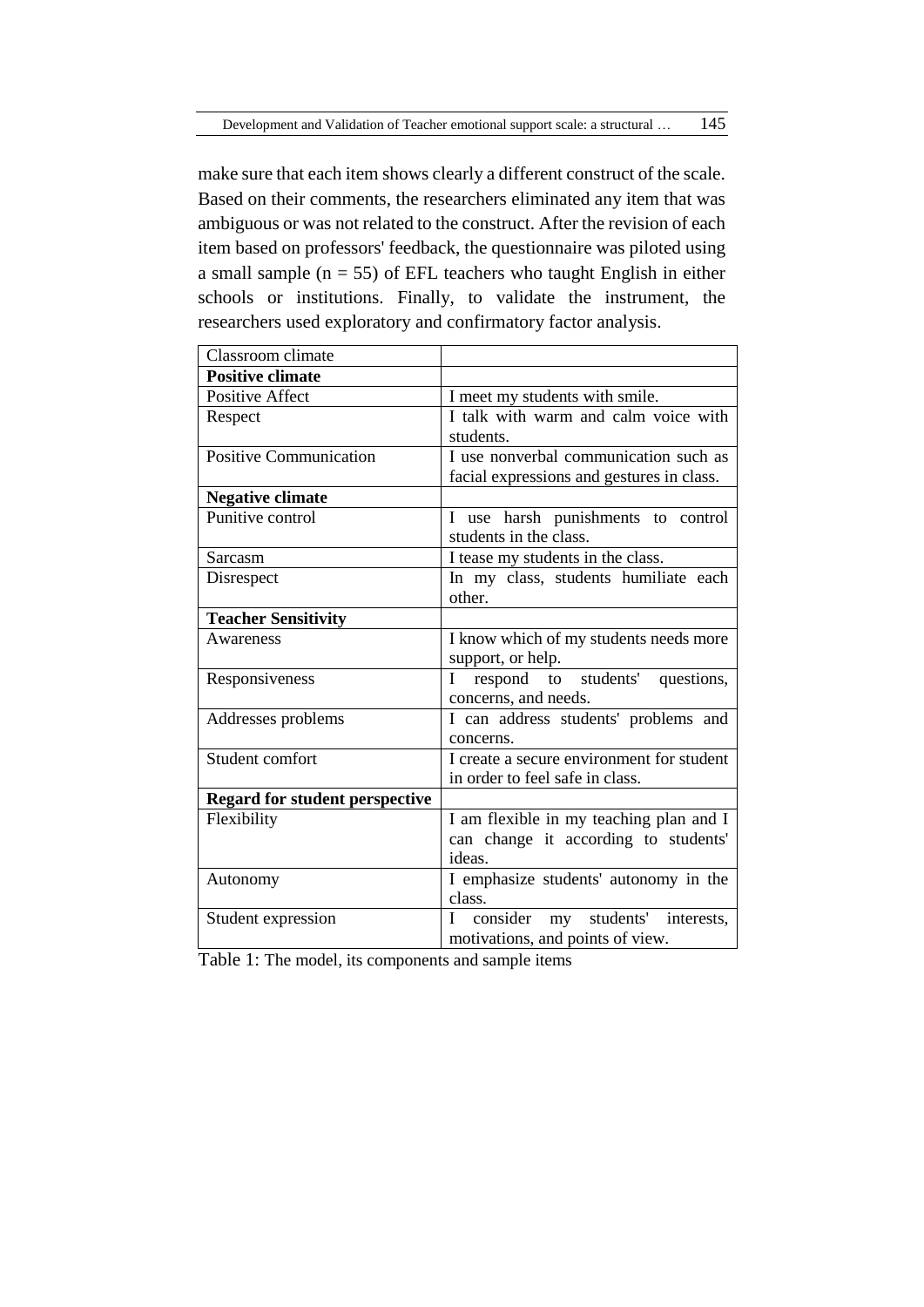make sure that each item shows clearly a different construct of the scale. Based on their comments, the researchers eliminated any item that was ambiguous or was not related to the construct. After the revision of each item based on professors' feedback, the questionnaire was piloted using a small sample ($n = 55$) of EFL teachers who taught English in either schools or institutions. Finally, to validate the instrument, the researchers used exploratory and confirmatory factor analysis.

| Classroom climate | |
|---|---|
| **Positive climate** | |
| Positive Affect | I meet my students with smile. |
| Respect | I talk with warm and calm voice with students. |
| Positive Communication | I use nonverbal communication such as facial expressions and gestures in class. |
| **Negative climate** | |
| Punitive control | I use harsh punishments to control students in the class. |
| Sarcasm | I tease my students in the class. |
| Disrespect | In my class, students humiliate each other. |
| **Teacher Sensitivity** | |
| Awareness | I know which of my students needs more support, or help. |
| Responsiveness | I respond to students' questions, concerns, and needs. |
| Addresses problems | I can address students' problems and concerns. |
| Student comfort | I create a secure environment for student in order to feel safe in class. |
| **Regard for student perspective** | |
| Flexibility | I am flexible in my teaching plan and I can change it according to students' ideas. |
| Autonomy | I emphasize students' autonomy in the class. |
| Student expression | I consider my students' interests, motivations, and points of view. |

Table 1: The model, its components and sample items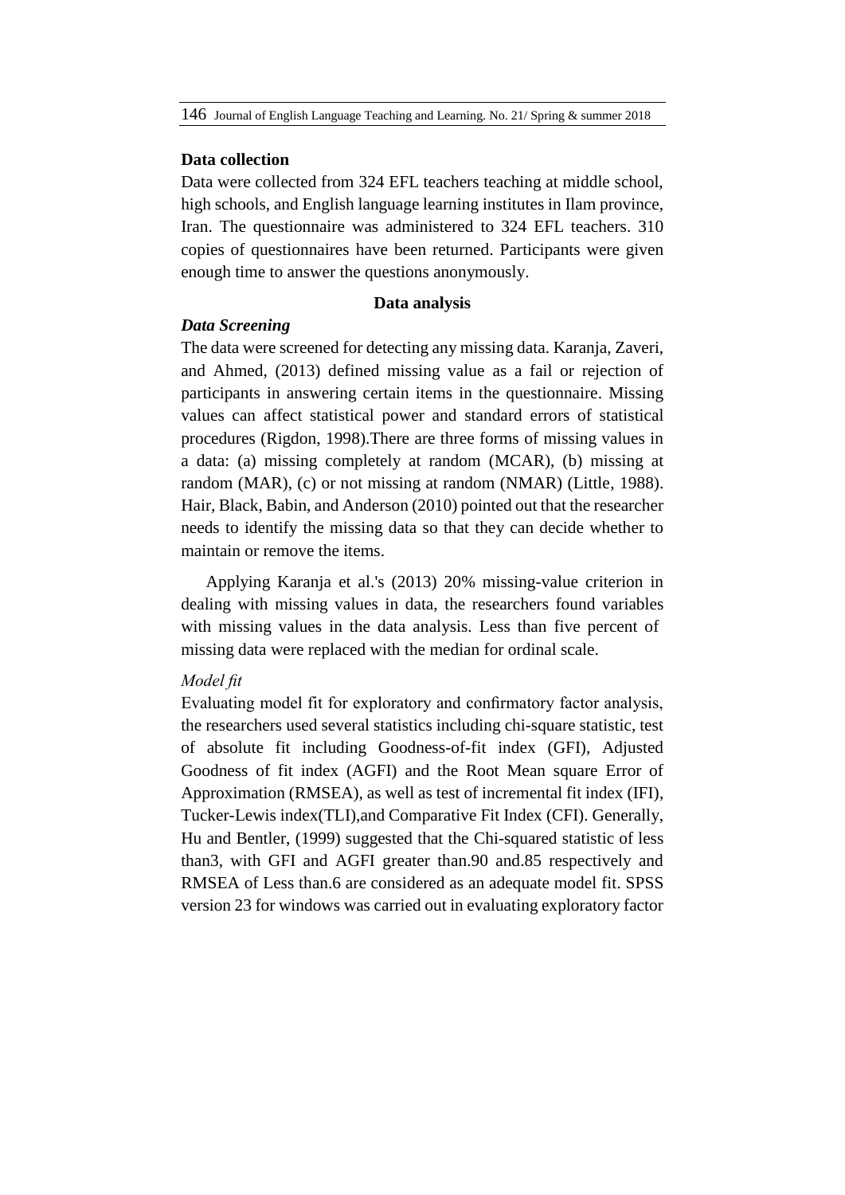### Data collection

Data were collected from 324 EFL teachers teaching at middle school, high schools, and English language learning institutes in Ilam province, Iran. The questionnaire was administered to 324 EFL teachers. 310 copies of questionnaires have been returned. Participants were given enough time to answer the questions anonymously.

### Data analysis

***Data Screening***

The data were screened for detecting any missing data. Karanja, Zaveri, and Ahmed, (2013) defined missing value as a fail or rejection of participants in answering certain items in the questionnaire. Missing values can affect statistical power and standard errors of statistical procedures (Rigdon, 1998).There are three forms of missing values in a data: (a) missing completely at random (MCAR), (b) missing at random (MAR), (c) or not missing at random (NMAR) (Little, 1988). Hair, Black, Babin, and Anderson (2010) pointed out that the researcher needs to identify the missing data so that they can decide whether to maintain or remove the items.

Applying Karanja et al.'s (2013) 20% missing-value criterion in dealing with missing values in data, the researchers found variables with missing values in the data analysis. Less than five percent of missing data were replaced with the median for ordinal scale.

*Model fit*

Evaluating model fit for exploratory and confirmatory factor analysis, the researchers used several statistics including chi-square statistic, test of absolute fit including Goodness-of-fit index (GFI), Adjusted Goodness of fit index (AGFI) and the Root Mean square Error of Approximation (RMSEA), as well as test of incremental fit index (IFI), Tucker-Lewis index(TLI),and Comparative Fit Index (CFI). Generally, Hu and Bentler, (1999) suggested that the Chi-squared statistic of less than3, with GFI and AGFI greater than.90 and.85 respectively and RMSEA of Less than.6 are considered as an adequate model fit. SPSS version 23 for windows was carried out in evaluating exploratory factor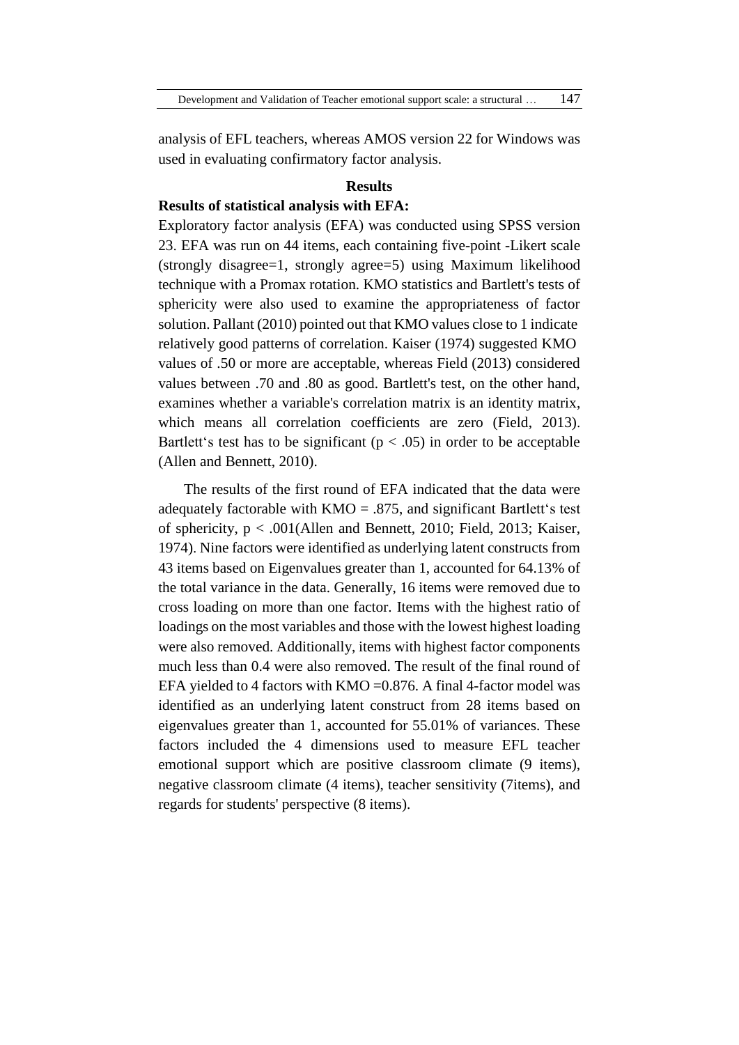analysis of EFL teachers, whereas AMOS version 22 for Windows was used in evaluating confirmatory factor analysis.

## Results

### Results of statistical analysis with EFA:

Exploratory factor analysis (EFA) was conducted using SPSS version 23. EFA was run on 44 items, each containing five-point -Likert scale (strongly disagree=1, strongly agree=5) using Maximum likelihood technique with a Promax rotation. KMO statistics and Bartlett's tests of sphericity were also used to examine the appropriateness of factor solution. Pallant (2010) pointed out that KMO values close to 1 indicate relatively good patterns of correlation. Kaiser (1974) suggested KMO values of .50 or more are acceptable, whereas Field (2013) considered values between .70 and .80 as good. Bartlett's test, on the other hand, examines whether a variable's correlation matrix is an identity matrix, which means all correlation coefficients are zero (Field, 2013). Bartlett's test has to be significant ($p < .05$) in order to be acceptable (Allen and Bennett, 2010).

The results of the first round of EFA indicated that the data were adequately factorable with KMO = .875, and significant Bartlett's test of sphericity, $p < .001$(Allen and Bennett, 2010; Field, 2013; Kaiser, 1974). Nine factors were identified as underlying latent constructs from 43 items based on Eigenvalues greater than 1, accounted for 64.13% of the total variance in the data. Generally, 16 items were removed due to cross loading on more than one factor. Items with the highest ratio of loadings on the most variables and those with the lowest highest loading were also removed. Additionally, items with highest factor components much less than 0.4 were also removed. The result of the final round of EFA yielded to 4 factors with KMO =0.876. A final 4-factor model was identified as an underlying latent construct from 28 items based on eigenvalues greater than 1, accounted for 55.01% of variances. These factors included the 4 dimensions used to measure EFL teacher emotional support which are positive classroom climate (9 items), negative classroom climate (4 items), teacher sensitivity (7items), and regards for students' perspective (8 items).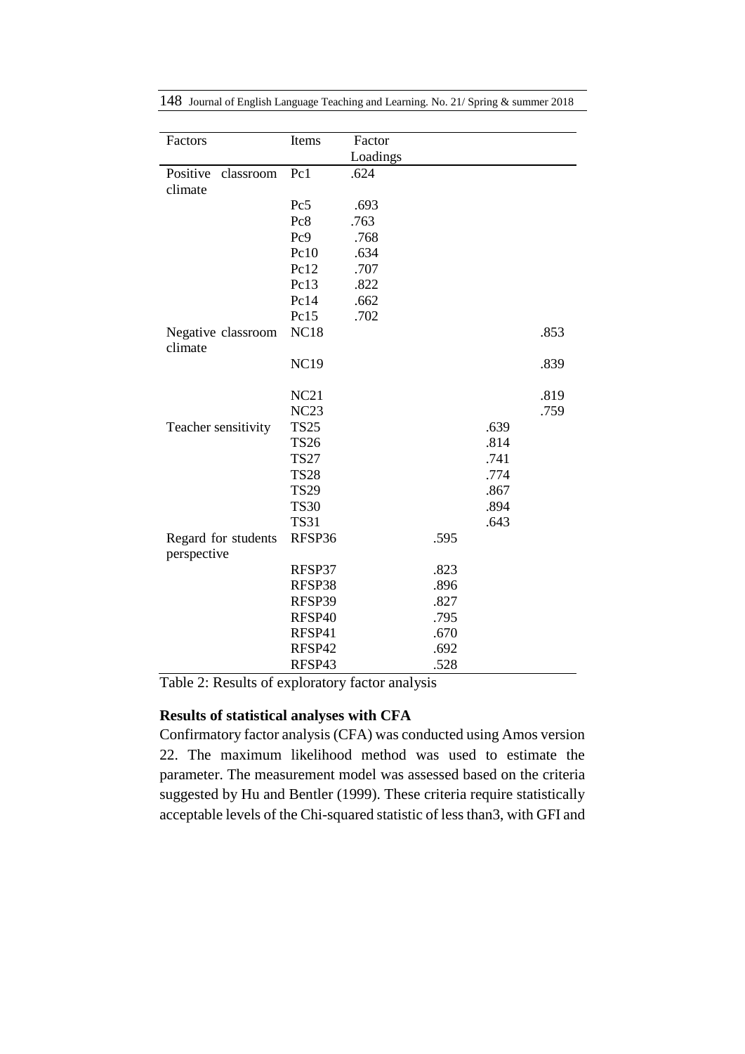| Factors | Items | Factor Loadings | | | |
|---|---|---|---|---|---|
| Positive classroom climate | Pc1 | .624 | | | |
| | Pc5 | .693 | | | |
| | Pc8 | .763 | | | |
| | Pc9 | .768 | | | |
| | Pc10 | .634 | | | |
| | Pc12 | .707 | | | |
| | Pc13 | .822 | | | |
| | Pc14 | .662 | | | |
| | Pc15 | .702 | | | |
| Negative classroom climate | NC18 | | | | .853 |
| | NC19 | | | | .839 |
| | NC21 | | | | .819 |
| | NC23 | | | | .759 |
| Teacher sensitivity | TS25 | | | .639 | |
| | TS26 | | | .814 | |
| | TS27 | | | .741 | |
| | TS28 | | | .774 | |
| | TS29 | | | .867 | |
| | TS30 | | | .894 | |
| | TS31 | | | .643 | |
| Regard for students perspective | RFSP36 | | .595 | | |
| | RFSP37 | | .823 | | |
| | RFSP38 | | .896 | | |
| | RFSP39 | | .827 | | |
| | RFSP40 | | .795 | | |
| | RFSP41 | | .670 | | |
| | RFSP42 | | .692 | | |
| | RFSP43 | | .528 | | |

Table 2: Results of exploratory factor analysis

**Results of statistical analyses with CFA**

Confirmatory factor analysis (CFA) was conducted using Amos version 22. The maximum likelihood method was used to estimate the parameter. The measurement model was assessed based on the criteria suggested by Hu and Bentler (1999). These criteria require statistically acceptable levels of the Chi-squared statistic of less than3, with GFI and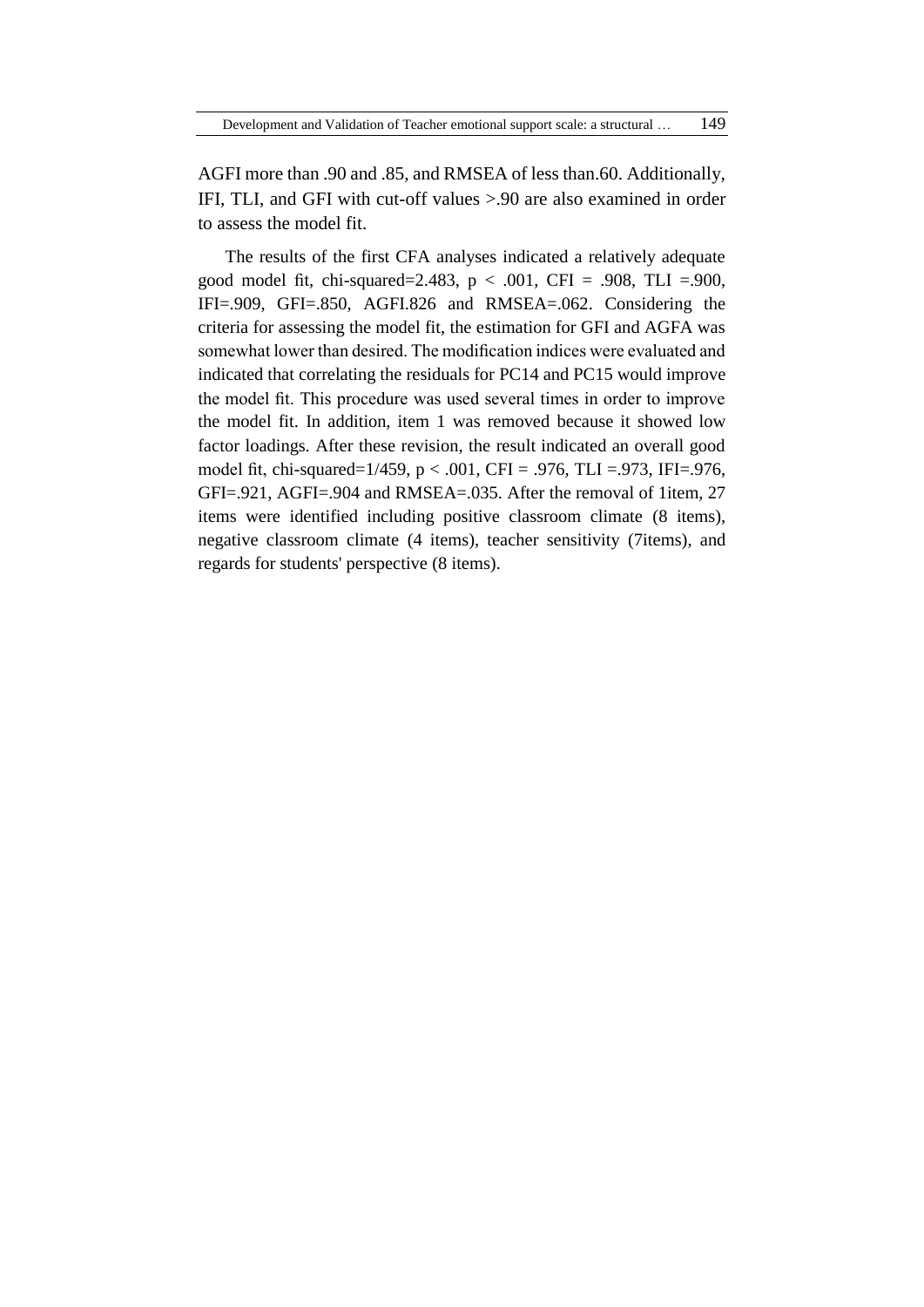AGFI more than .90 and .85, and RMSEA of less than.60. Additionally, IFI, TLI, and GFI with cut-off values >.90 are also examined in order to assess the model fit.

The results of the first CFA analyses indicated a relatively adequate good model fit, chi-squared=2.483, $p < .001$, CFI = .908, TLI =.900, IFI=.909, GFI=.850, AGFI.826 and RMSEA=.062. Considering the criteria for assessing the model fit, the estimation for GFI and AGFA was somewhat lower than desired. The modification indices were evaluated and indicated that correlating the residuals for PC14 and PC15 would improve the model fit. This procedure was used several times in order to improve the model fit. In addition, item 1 was removed because it showed low factor loadings. After these revision, the result indicated an overall good model fit, chi-squared=1/459, $p < .001$, CFI = .976, TLI =.973, IFI=.976, GFI=.921, AGFI=.904 and RMSEA=.035. After the removal of 1item, 27 items were identified including positive classroom climate (8 items), negative classroom climate (4 items), teacher sensitivity (7items), and regards for students' perspective (8 items).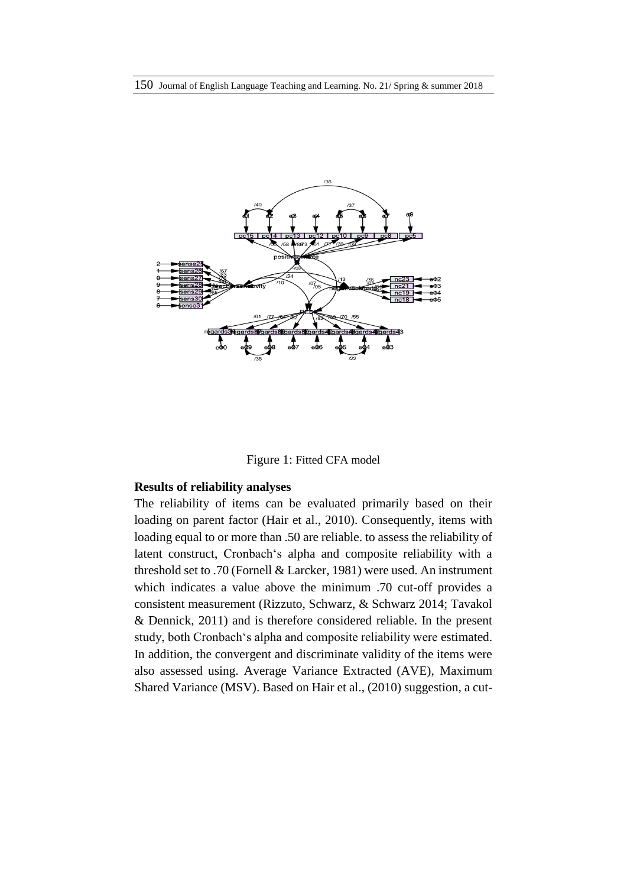Figure 1: Fitted CFA model

**Results of reliability analyses**

The reliability of items can be evaluated primarily based on their loading on parent factor (Hair et al., 2010). Consequently, items with loading equal to or more than .50 are reliable. to assess the reliability of latent construct, Cronbach's alpha and composite reliability with a threshold set to .70 (Fornell & Larcker, 1981) were used. An instrument which indicates a value above the minimum .70 cut-off provides a consistent measurement (Rizzuto, Schwarz, & Schwarz 2014; Tavakol & Dennick, 2011) and is therefore considered reliable. In the present study, both Cronbach's alpha and composite reliability were estimated. In addition, the convergent and discriminate validity of the items were also assessed using. Average Variance Extracted (AVE), Maximum Shared Variance (MSV). Based on Hair et al., (2010) suggestion, a cut-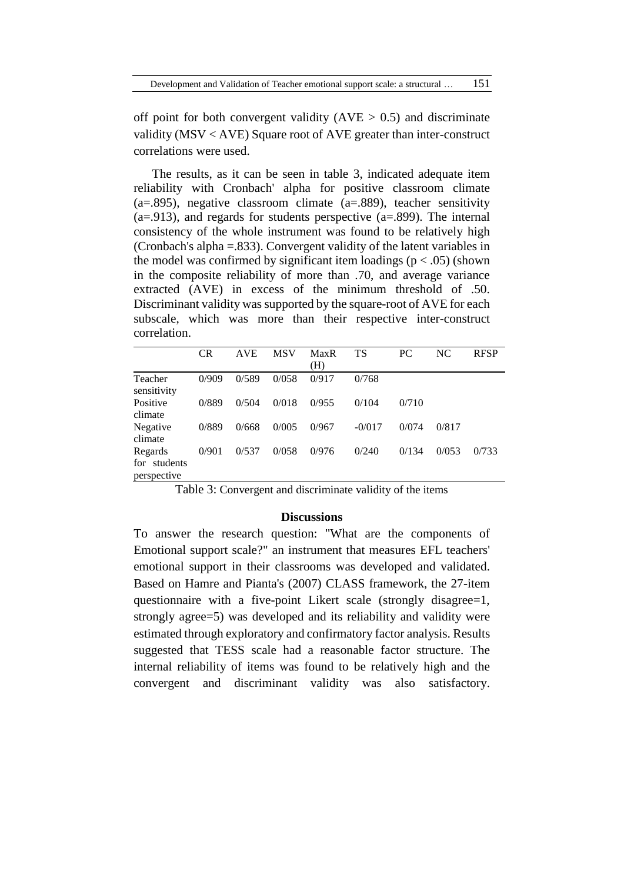off point for both convergent validity (AVE $> 0.5$) and discriminate validity (MSV < AVE) Square root of AVE greater than inter-construct correlations were used.

The results, as it can be seen in table 3, indicated adequate item reliability with Cronbach' alpha for positive classroom climate (a=.895), negative classroom climate (a=.889), teacher sensitivity (a=.913), and regards for students perspective (a=.899). The internal consistency of the whole instrument was found to be relatively high (Cronbach's alpha =.833). Convergent validity of the latent variables in the model was confirmed by significant item loadings ($p < .05$) (shown in the composite reliability of more than .70, and average variance extracted (AVE) in excess of the minimum threshold of .50. Discriminant validity was supported by the square-root of AVE for each subscale, which was more than their respective inter-construct correlation.

| | CR | AVE | MSV | MaxR (H) | TS | PC | NC | RFSP |
|---|---|---|---|---|---|---|---|---|
| Teacher sensitivity | 0/909 | 0/589 | 0/058 | 0/917 | 0/768 | | | |
| Positive climate | 0/889 | 0/504 | 0/018 | 0/955 | 0/104 | 0/710 | | |
| Negative climate | 0/889 | 0/668 | 0/005 | 0/967 | -0/017 | 0/074 | 0/817 | |
| Regards for students perspective | 0/901 | 0/537 | 0/058 | 0/976 | 0/240 | 0/134 | 0/053 | 0/733 |

Table 3: Convergent and discriminate validity of the items

## Discussions

To answer the research question: "What are the components of Emotional support scale?" an instrument that measures EFL teachers' emotional support in their classrooms was developed and validated. Based on Hamre and Pianta's (2007) CLASS framework, the 27-item questionnaire with a five-point Likert scale (strongly disagree=1, strongly agree=5) was developed and its reliability and validity were estimated through exploratory and confirmatory factor analysis. Results suggested that TESS scale had a reasonable factor structure. The internal reliability of items was found to be relatively high and the convergent and discriminant validity was also satisfactory.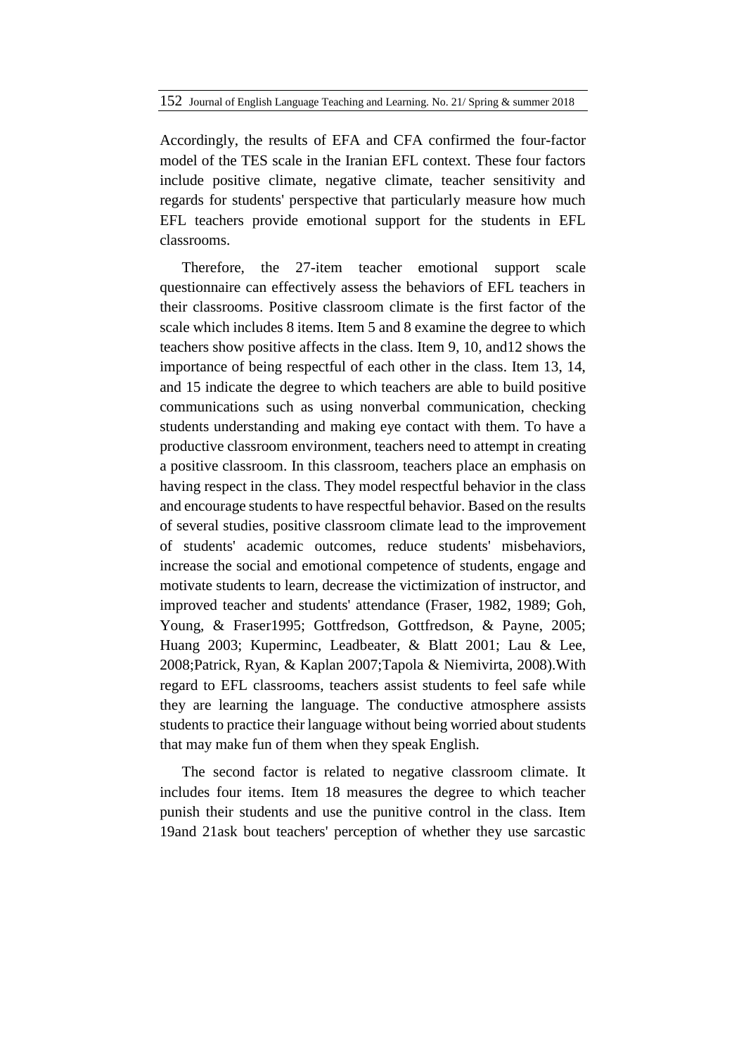Accordingly, the results of EFA and CFA confirmed the four-factor model of the TES scale in the Iranian EFL context. These four factors include positive climate, negative climate, teacher sensitivity and regards for students' perspective that particularly measure how much EFL teachers provide emotional support for the students in EFL classrooms.

Therefore, the 27-item teacher emotional support scale questionnaire can effectively assess the behaviors of EFL teachers in their classrooms. Positive classroom climate is the first factor of the scale which includes 8 items. Item 5 and 8 examine the degree to which teachers show positive affects in the class. Item 9, 10, and12 shows the importance of being respectful of each other in the class. Item 13, 14, and 15 indicate the degree to which teachers are able to build positive communications such as using nonverbal communication, checking students understanding and making eye contact with them. To have a productive classroom environment, teachers need to attempt in creating a positive classroom. In this classroom, teachers place an emphasis on having respect in the class. They model respectful behavior in the class and encourage students to have respectful behavior. Based on the results of several studies, positive classroom climate lead to the improvement of students' academic outcomes, reduce students' misbehaviors, increase the social and emotional competence of students, engage and motivate students to learn, decrease the victimization of instructor, and improved teacher and students' attendance (Fraser, 1982, 1989; Goh, Young, & Fraser1995; Gottfredson, Gottfredson, & Payne, 2005; Huang 2003; Kuperminc, Leadbeater, & Blatt 2001; Lau & Lee, 2008;Patrick, Ryan, & Kaplan 2007;Tapola & Niemivirta, 2008).With regard to EFL classrooms, teachers assist students to feel safe while they are learning the language. The conductive atmosphere assists students to practice their language without being worried about students that may make fun of them when they speak English.

The second factor is related to negative classroom climate. It includes four items. Item 18 measures the degree to which teacher punish their students and use the punitive control in the class. Item 19and 21ask bout teachers' perception of whether they use sarcastic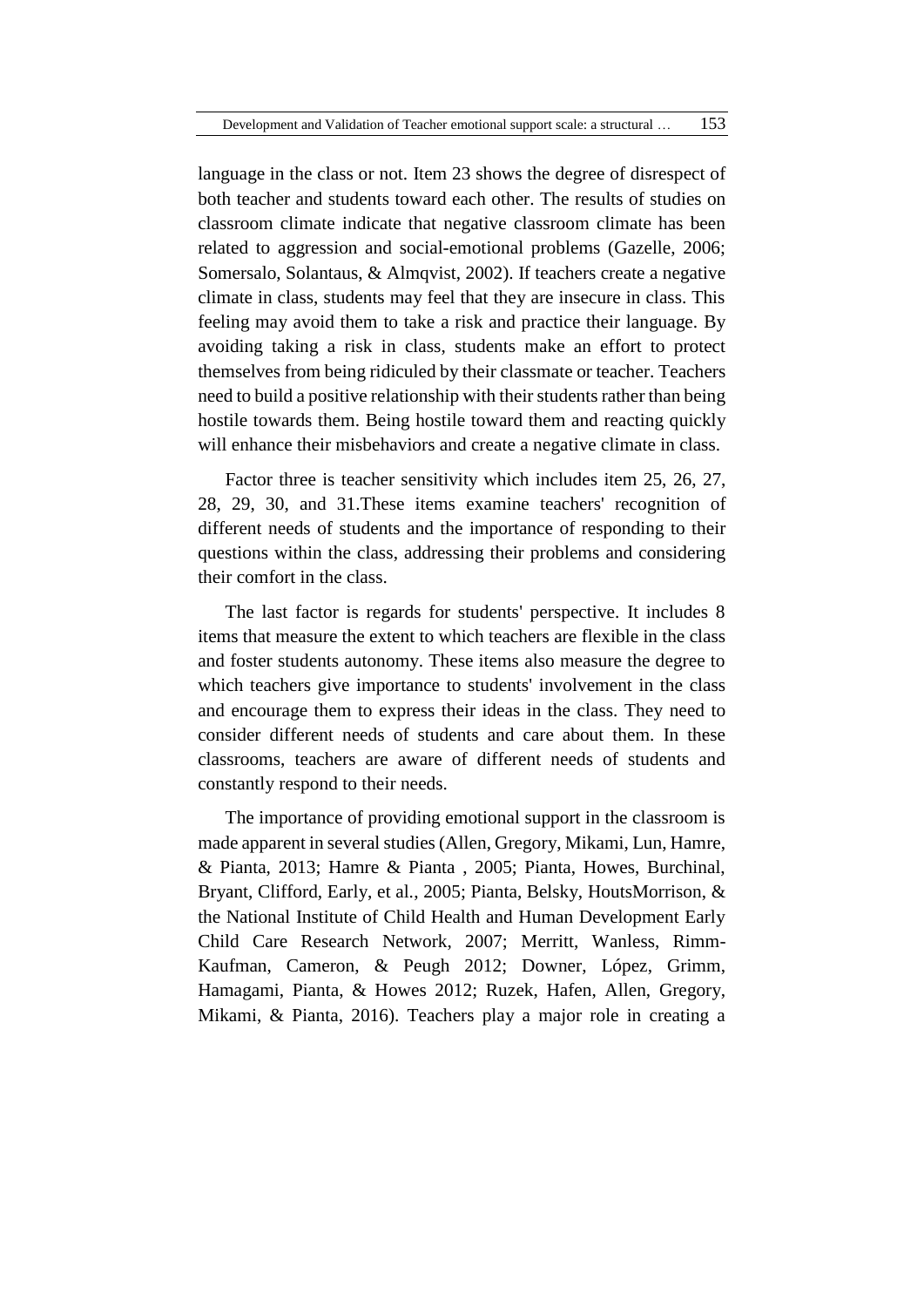language in the class or not. Item 23 shows the degree of disrespect of both teacher and students toward each other. The results of studies on classroom climate indicate that negative classroom climate has been related to aggression and social-emotional problems (Gazelle, 2006; Somersalo, Solantaus, & Almqvist, 2002). If teachers create a negative climate in class, students may feel that they are insecure in class. This feeling may avoid them to take a risk and practice their language. By avoiding taking a risk in class, students make an effort to protect themselves from being ridiculed by their classmate or teacher. Teachers need to build a positive relationship with their students rather than being hostile towards them. Being hostile toward them and reacting quickly will enhance their misbehaviors and create a negative climate in class.

Factor three is teacher sensitivity which includes item 25, 26, 27, 28, 29, 30, and 31.These items examine teachers' recognition of different needs of students and the importance of responding to their questions within the class, addressing their problems and considering their comfort in the class.

The last factor is regards for students' perspective. It includes 8 items that measure the extent to which teachers are flexible in the class and foster students autonomy. These items also measure the degree to which teachers give importance to students' involvement in the class and encourage them to express their ideas in the class. They need to consider different needs of students and care about them. In these classrooms, teachers are aware of different needs of students and constantly respond to their needs.

The importance of providing emotional support in the classroom is made apparent in several studies (Allen, Gregory, Mikami, Lun, Hamre, & Pianta, 2013; Hamre & Pianta , 2005; Pianta, Howes, Burchinal, Bryant, Clifford, Early, et al., 2005; Pianta, Belsky, HoutsMorrison, & the National Institute of Child Health and Human Development Early Child Care Research Network, 2007; Merritt, Wanless, Rimm-Kaufman, Cameron, & Peugh 2012; Downer, López, Grimm, Hamagami, Pianta, & Howes 2012; Ruzek, Hafen, Allen, Gregory, Mikami, & Pianta, 2016). Teachers play a major role in creating a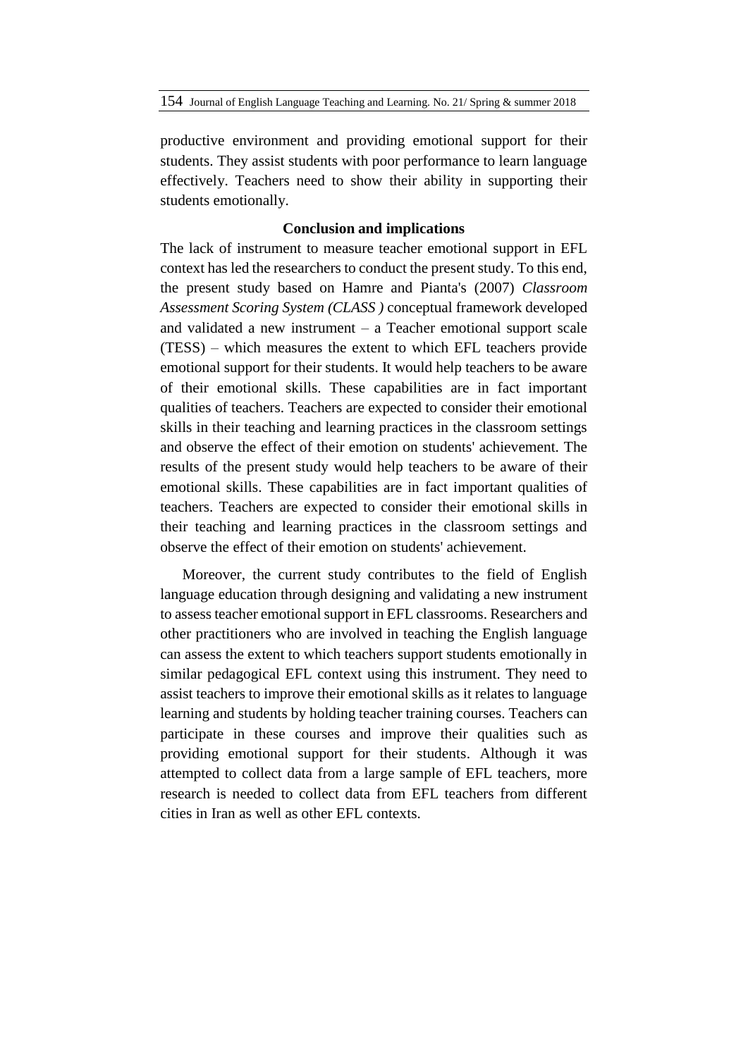productive environment and providing emotional support for their students. They assist students with poor performance to learn language effectively. Teachers need to show their ability in supporting their students emotionally.

## Conclusion and implications

The lack of instrument to measure teacher emotional support in EFL context has led the researchers to conduct the present study. To this end, the present study based on Hamre and Pianta's (2007) *Classroom Assessment Scoring System (CLASS )* conceptual framework developed and validated a new instrument – a Teacher emotional support scale (TESS) – which measures the extent to which EFL teachers provide emotional support for their students. It would help teachers to be aware of their emotional skills. These capabilities are in fact important qualities of teachers. Teachers are expected to consider their emotional skills in their teaching and learning practices in the classroom settings and observe the effect of their emotion on students' achievement. The results of the present study would help teachers to be aware of their emotional skills. These capabilities are in fact important qualities of teachers. Teachers are expected to consider their emotional skills in their teaching and learning practices in the classroom settings and observe the effect of their emotion on students' achievement.

Moreover, the current study contributes to the field of English language education through designing and validating a new instrument to assess teacher emotional support in EFL classrooms. Researchers and other practitioners who are involved in teaching the English language can assess the extent to which teachers support students emotionally in similar pedagogical EFL context using this instrument. They need to assist teachers to improve their emotional skills as it relates to language learning and students by holding teacher training courses. Teachers can participate in these courses and improve their qualities such as providing emotional support for their students. Although it was attempted to collect data from a large sample of EFL teachers, more research is needed to collect data from EFL teachers from different cities in Iran as well as other EFL contexts.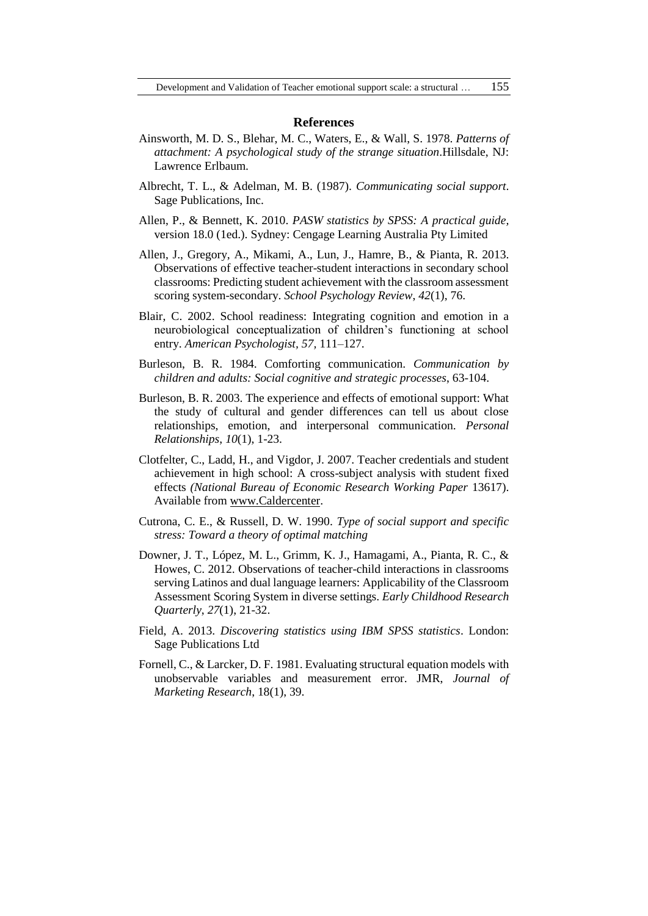## References

Ainsworth, M. D. S., Blehar, M. C., Waters, E., & Wall, S. 1978. *Patterns of attachment: A psychological study of the strange situation*.Hillsdale, NJ: Lawrence Erlbaum.

Albrecht, T. L., & Adelman, M. B. (1987). *Communicating social support*. Sage Publications, Inc.

Allen, P., & Bennett, K. 2010. *PASW statistics by SPSS: A practical guide,* version 18.0 (1ed.). Sydney: Cengage Learning Australia Pty Limited

Allen, J., Gregory, A., Mikami, A., Lun, J., Hamre, B., & Pianta, R. 2013. Observations of effective teacher-student interactions in secondary school classrooms: Predicting student achievement with the classroom assessment scoring system-secondary. *School Psychology Review*, *42*(1), 76.

Blair, C. 2002. School readiness: Integrating cognition and emotion in a neurobiological conceptualization of children's functioning at school entry. *American Psychologist*, *57*, 111–127.

Burleson, B. R. 1984. Comforting communication. *Communication by children and adults: Social cognitive and strategic processes*, 63-104.

Burleson, B. R. 2003. The experience and effects of emotional support: What the study of cultural and gender differences can tell us about close relationships, emotion, and interpersonal communication. *Personal Relationships*, *10*(1), 1-23.

Clotfelter, C., Ladd, H., and Vigdor, J. 2007. Teacher credentials and student achievement in high school: A cross-subject analysis with student fixed effects *(National Bureau of Economic Research Working Paper* 13617). Available from www.Caldercenter.

Cutrona, C. E., & Russell, D. W. 1990. *Type of social support and specific stress: Toward a theory of optimal matching*

Downer, J. T., López, M. L., Grimm, K. J., Hamagami, A., Pianta, R. C., & Howes, C. 2012. Observations of teacher-child interactions in classrooms serving Latinos and dual language learners: Applicability of the Classroom Assessment Scoring System in diverse settings. *Early Childhood Research Quarterly*, *27*(1), 21-32.

Field, A. 2013. *Discovering statistics using IBM SPSS statistics*. London: Sage Publications Ltd

Fornell, C., & Larcker, D. F. 1981. Evaluating structural equation models with unobservable variables and measurement error. JMR, *Journal of Marketing Research*, 18(1), 39.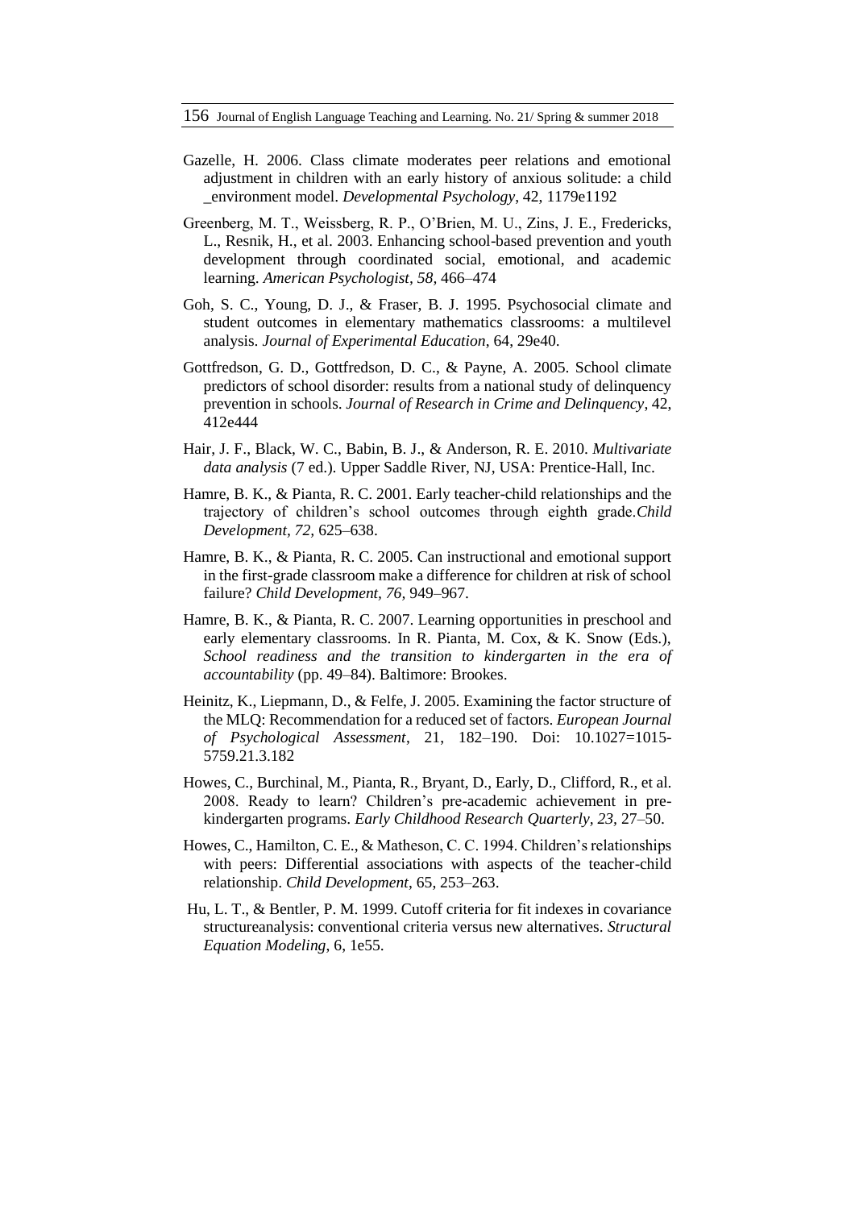Gazelle, H. 2006. Class climate moderates peer relations and emotional adjustment in children with an early history of anxious solitude: a child _environment model. *Developmental Psychology*, 42, 1179e1192

Greenberg, M. T., Weissberg, R. P., O'Brien, M. U., Zins, J. E., Fredericks, L., Resnik, H., et al. 2003. Enhancing school-based prevention and youth development through coordinated social, emotional, and academic learning. *American Psychologist, 58,* 466–474

Goh, S. C., Young, D. J., & Fraser, B. J. 1995. Psychosocial climate and student outcomes in elementary mathematics classrooms: a multilevel analysis. *Journal of Experimental Education*, 64, 29e40.

Gottfredson, G. D., Gottfredson, D. C., & Payne, A. 2005. School climate predictors of school disorder: results from a national study of delinquency prevention in schools. *Journal of Research in Crime and Delinquency*, 42, 412e444

Hair, J. F., Black, W. C., Babin, B. J., & Anderson, R. E. 2010. *Multivariate data analysis* (7 ed.). Upper Saddle River, NJ, USA: Prentice-Hall, Inc.

Hamre, B. K., & Pianta, R. C. 2001. Early teacher-child relationships and the trajectory of children's school outcomes through eighth grade.*Child Development, 72,* 625–638.

Hamre, B. K., & Pianta, R. C. 2005. Can instructional and emotional support in the first-grade classroom make a difference for children at risk of school failure? *Child Development, 76,* 949–967.

Hamre, B. K., & Pianta, R. C. 2007. Learning opportunities in preschool and early elementary classrooms. In R. Pianta, M. Cox, & K. Snow (Eds.), *School readiness and the transition to kindergarten in the era of accountability* (pp. 49–84). Baltimore: Brookes.

Heinitz, K., Liepmann, D., & Felfe, J. 2005. Examining the factor structure of the MLQ: Recommendation for a reduced set of factors. *European Journal of Psychological Assessment*, 21, 182–190. Doi: 10.1027=1015-5759.21.3.182

Howes, C., Burchinal, M., Pianta, R., Bryant, D., Early, D., Clifford, R., et al. 2008. Ready to learn? Children's pre-academic achievement in pre-kindergarten programs. *Early Childhood Research Quarterly, 23,* 27–50.

Howes, C., Hamilton, C. E., & Matheson, C. C. 1994. Children's relationships with peers: Differential associations with aspects of the teacher-child relationship. *Child Development*, 65, 253–263.

Hu, L. T., & Bentler, P. M. 1999. Cutoff criteria for fit indexes in covariance structureanalysis: conventional criteria versus new alternatives. *Structural Equation Modeling*, 6, 1e55.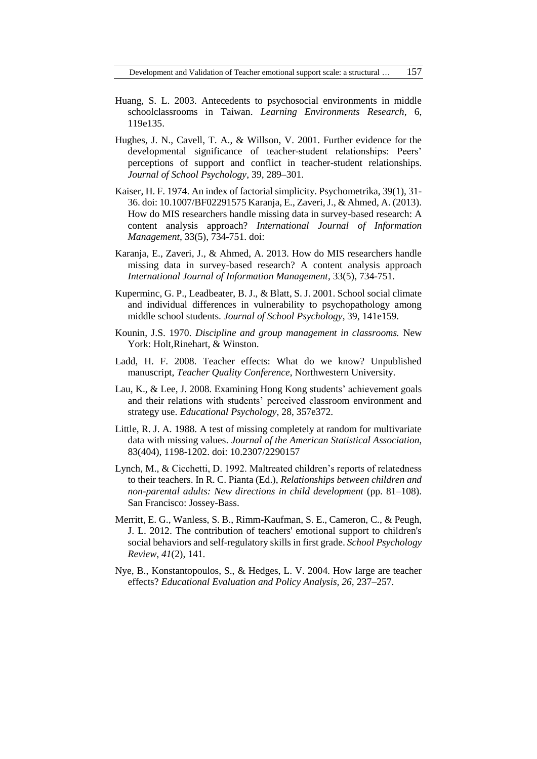Huang, S. L. 2003. Antecedents to psychosocial environments in middle schoolclassrooms in Taiwan. *Learning Environments Research*, 6, 119e135.

Hughes, J. N., Cavell, T. A., & Willson, V. 2001. Further evidence for the developmental significance of teacher-student relationships: Peers' perceptions of support and conflict in teacher-student relationships. *Journal of School Psychology*, 39, 289–301.

Kaiser, H. F. 1974. An index of factorial simplicity. Psychometrika, 39(1), 31-36. doi: 10.1007/BF02291575 Karanja, E., Zaveri, J., & Ahmed, A. (2013). How do MIS researchers handle missing data in survey-based research: A content analysis approach? *International Journal of Information Management*, 33(5), 734-751. doi:

Karanja, E., Zaveri, J., & Ahmed, A. 2013. How do MIS researchers handle missing data in survey-based research? A content analysis approach *International Journal of Information Management*, 33(5), 734-751.

Kuperminc, G. P., Leadbeater, B. J., & Blatt, S. J. 2001. School social climate and individual differences in vulnerability to psychopathology among middle school students. *Journal of School Psychology*, 39, 141e159.

Kounin, J.S. 1970. *Discipline and group management in classrooms.* New York: Holt,Rinehart, & Winston.

Ladd, H. F. 2008. Teacher effects: What do we know? Unpublished manuscript, *Teacher Quality Conference*, Northwestern University.

Lau, K., & Lee, J. 2008. Examining Hong Kong students' achievement goals and their relations with students' perceived classroom environment and strategy use. *Educational Psychology*, 28, 357e372.

Little, R. J. A. 1988. A test of missing completely at random for multivariate data with missing values. *Journal of the American Statistical Association*, 83(404), 1198-1202. doi: 10.2307/2290157

Lynch, M., & Cicchetti, D. 1992. Maltreated children's reports of relatedness to their teachers. In R. C. Pianta (Ed.), *Relationships between children and non-parental adults: New directions in child development* (pp. 81–108). San Francisco: Jossey-Bass.

Merritt, E. G., Wanless, S. B., Rimm-Kaufman, S. E., Cameron, C., & Peugh, J. L. 2012. The contribution of teachers' emotional support to children's social behaviors and self-regulatory skills in first grade. *School Psychology Review*, *41*(2), 141.

Nye, B., Konstantopoulos, S., & Hedges, L. V. 2004. How large are teacher effects? *Educational Evaluation and Policy Analysis, 26*, 237–257.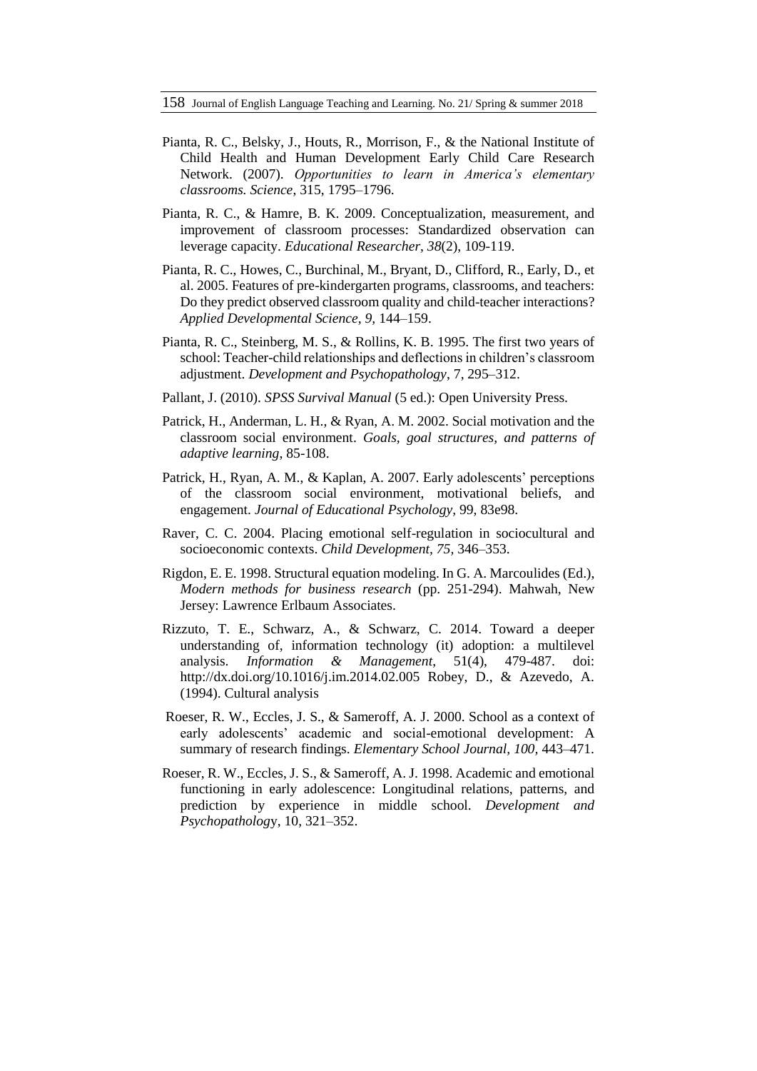Pianta, R. C., Belsky, J., Houts, R., Morrison, F., & the National Institute of Child Health and Human Development Early Child Care Research Network. (2007). *Opportunities to learn in America's elementary classrooms. Science*, 315, 1795–1796.

Pianta, R. C., & Hamre, B. K. 2009. Conceptualization, measurement, and improvement of classroom processes: Standardized observation can leverage capacity. *Educational Researcher*, *38*(2), 109-119.

Pianta, R. C., Howes, C., Burchinal, M., Bryant, D., Clifford, R., Early, D., et al. 2005. Features of pre-kindergarten programs, classrooms, and teachers: Do they predict observed classroom quality and child-teacher interactions? *Applied Developmental Science, 9,* 144–159.

Pianta, R. C., Steinberg, M. S., & Rollins, K. B. 1995. The first two years of school: Teacher-child relationships and deflections in children's classroom adjustment. *Development and Psychopathology*, 7, 295–312.

Pallant, J. (2010). *SPSS Survival Manual* (5 ed.): Open University Press.

Patrick, H., Anderman, L. H., & Ryan, A. M. 2002. Social motivation and the classroom social environment. *Goals, goal structures, and patterns of adaptive learning*, 85-108.

Patrick, H., Ryan, A. M., & Kaplan, A. 2007. Early adolescents' perceptions of the classroom social environment, motivational beliefs, and engagement. *Journal of Educational Psychology*, 99, 83e98.

Raver, C. C. 2004. Placing emotional self-regulation in sociocultural and socioeconomic contexts. *Child Development, 75,* 346–353.

Rigdon, E. E. 1998. Structural equation modeling. In G. A. Marcoulides (Ed.), *Modern methods for business research* (pp. 251-294). Mahwah, New Jersey: Lawrence Erlbaum Associates.

Rizzuto, T. E., Schwarz, A., & Schwarz, C. 2014. Toward a deeper understanding of, information technology (it) adoption: a multilevel analysis. *Information & Management*, 51(4), 479-487. doi: http://dx.doi.org/10.1016/j.im.2014.02.005 Robey, D., & Azevedo, A. (1994). Cultural analysis

Roeser, R. W., Eccles, J. S., & Sameroff, A. J. 2000. School as a context of early adolescents' academic and social-emotional development: A summary of research findings. *Elementary School Journal, 100,* 443–471.

Roeser, R. W., Eccles, J. S., & Sameroff, A. J. 1998. Academic and emotional functioning in early adolescence: Longitudinal relations, patterns, and prediction by experience in middle school. *Development and Psychopatholog*y, 10, 321–352.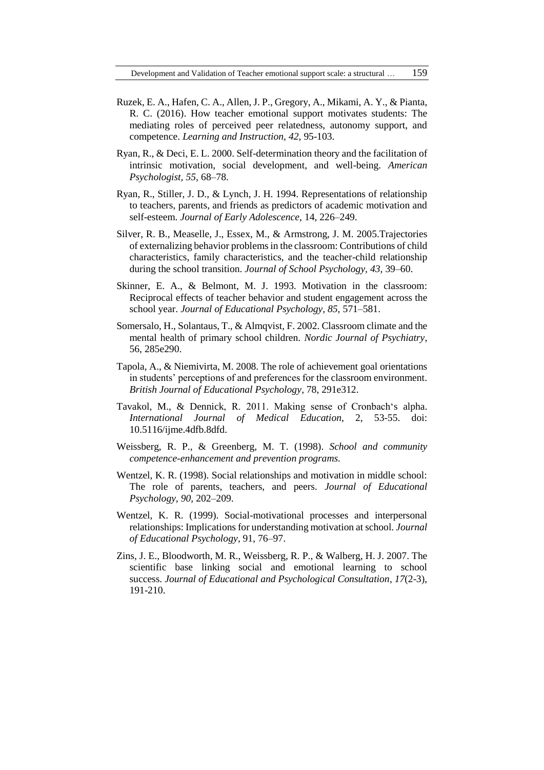Ruzek, E. A., Hafen, C. A., Allen, J. P., Gregory, A., Mikami, A. Y., & Pianta, R. C. (2016). How teacher emotional support motivates students: The mediating roles of perceived peer relatedness, autonomy support, and competence. *Learning and Instruction, 42,* 95-103.

Ryan, R., & Deci, E. L. 2000. Self-determination theory and the facilitation of intrinsic motivation, social development, and well-being. *American Psychologist, 55,* 68–78.

Ryan, R., Stiller, J. D., & Lynch, J. H. 1994. Representations of relationship to teachers, parents, and friends as predictors of academic motivation and self-esteem. *Journal of Early Adolescence*, 14, 226–249.

Silver, R. B., Measelle, J., Essex, M., & Armstrong, J. M. 2005.Trajectories of externalizing behavior problems in the classroom: Contributions of child characteristics, family characteristics, and the teacher-child relationship during the school transition. *Journal of School Psychology, 43,* 39–60.

Skinner, E. A., & Belmont, M. J. 1993. Motivation in the classroom: Reciprocal effects of teacher behavior and student engagement across the school year. *Journal of Educational Psychology, 85,* 571–581.

Somersalo, H., Solantaus, T., & Almqvist, F. 2002. Classroom climate and the mental health of primary school children. *Nordic Journal of Psychiatry*, 56, 285e290.

Tapola, A., & Niemivirta, M. 2008. The role of achievement goal orientations in students' perceptions of and preferences for the classroom environment. *British Journal of Educational Psychology*, 78, 291e312.

Tavakol, M., & Dennick, R. 2011. Making sense of Cronbach's alpha. *International Journal of Medical Education*, 2, 53-55. doi: 10.5116/ijme.4dfb.8dfd.

Weissberg, R. P., & Greenberg, M. T. (1998). *School and community competence-enhancement and prevention programs.*

Wentzel, K. R. (1998). Social relationships and motivation in middle school: The role of parents, teachers, and peers. *Journal of Educational Psychology, 90,* 202–209.

Wentzel, K. R. (1999). Social-motivational processes and interpersonal relationships: Implications for understanding motivation at school. *Journal of Educational Psychology*, 91, 76–97.

Zins, J. E., Bloodworth, M. R., Weissberg, R. P., & Walberg, H. J. 2007. The scientific base linking social and emotional learning to school success. *Journal of Educational and Psychological Consultation*, *17*(2-3), 191-210.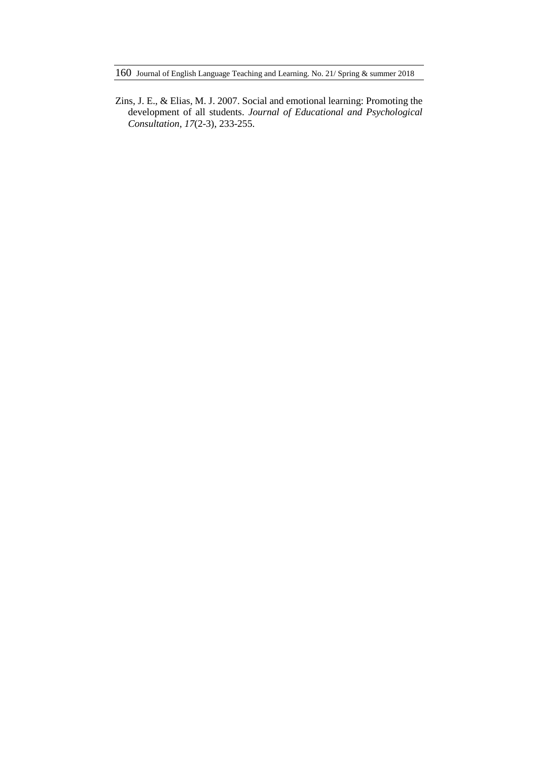Zins, J. E., & Elias, M. J. 2007. Social and emotional learning: Promoting the development of all students. *Journal of Educational and Psychological Consultation*, *17*(2-3), 233-255.